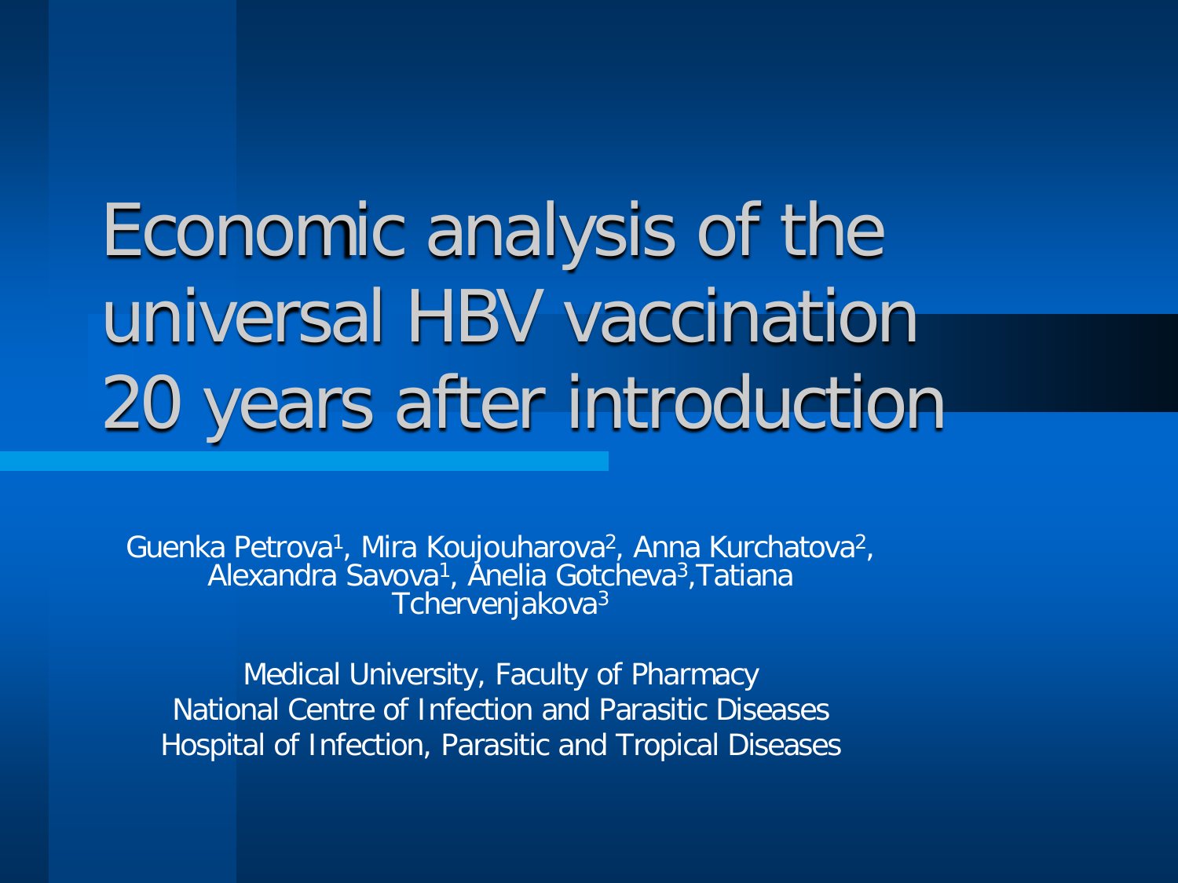# Economic analysis of the universal HBV vaccination 20 years after introduction

Guenka Petrova[1], Mira Koujouharova[2], Anna Kurchatova[2], Alexandra Savova[1], Anelia Gotcheva[3], Tatiana Tchervenjakova[3]

Medical University, Faculty of Pharmacy
National Centre of Infection and Parasitic Diseases
Hospital of Infection, Parasitic and Tropical Diseases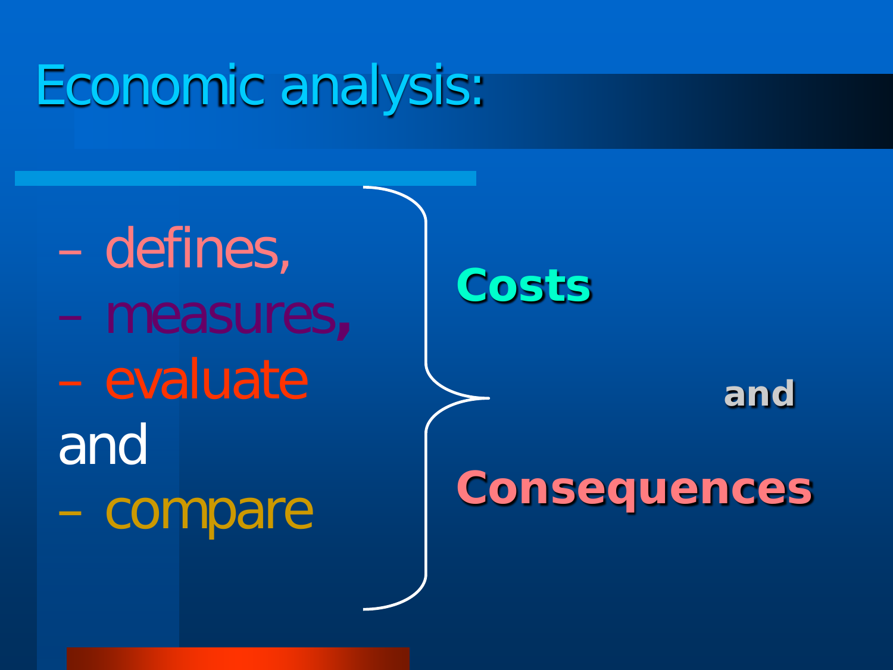# Economic analysis:

- defines,
- measures,
- evaluate

and

- compare

**Costs**

**and**

**Consequences**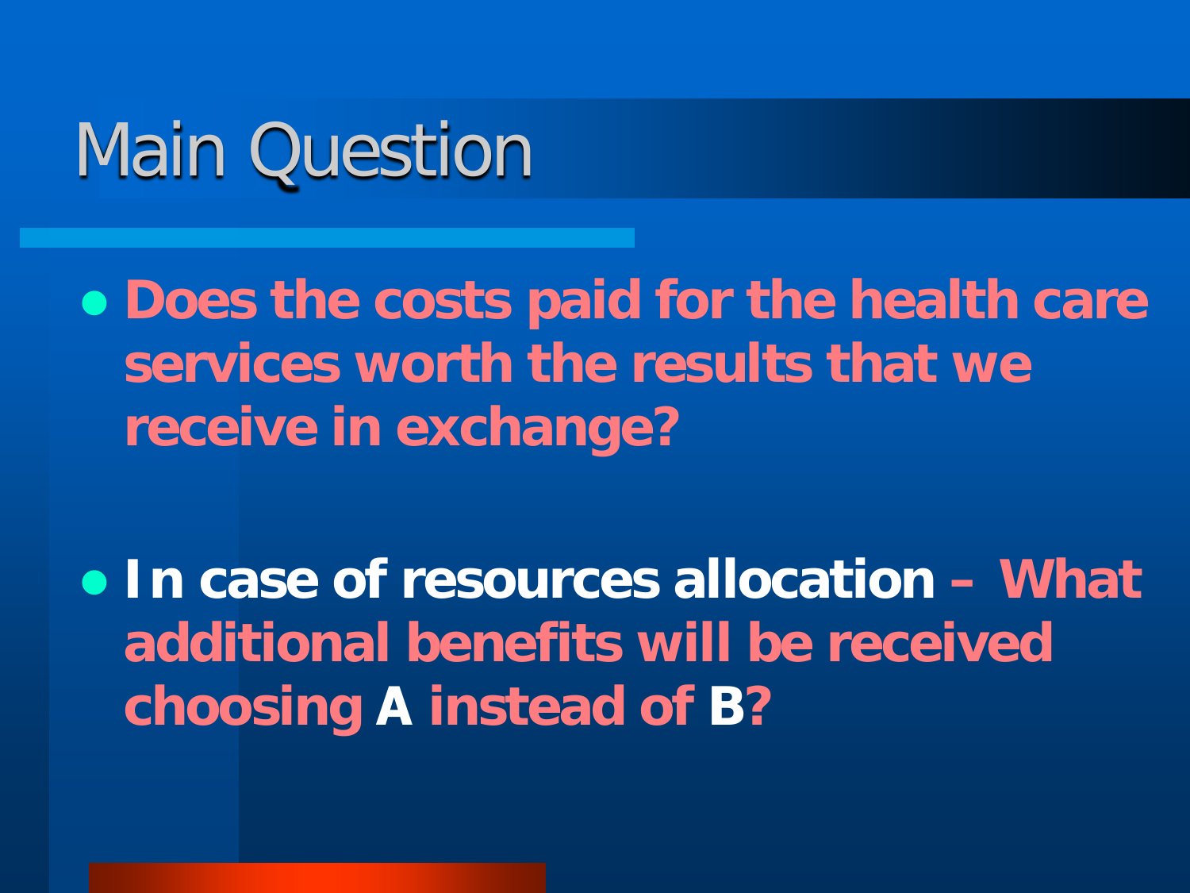# Main Question

- **Does the costs paid for the health care services worth the results that we receive in exchange?**

- **In case of resources allocation – What additional benefits will be received choosing A instead of B?**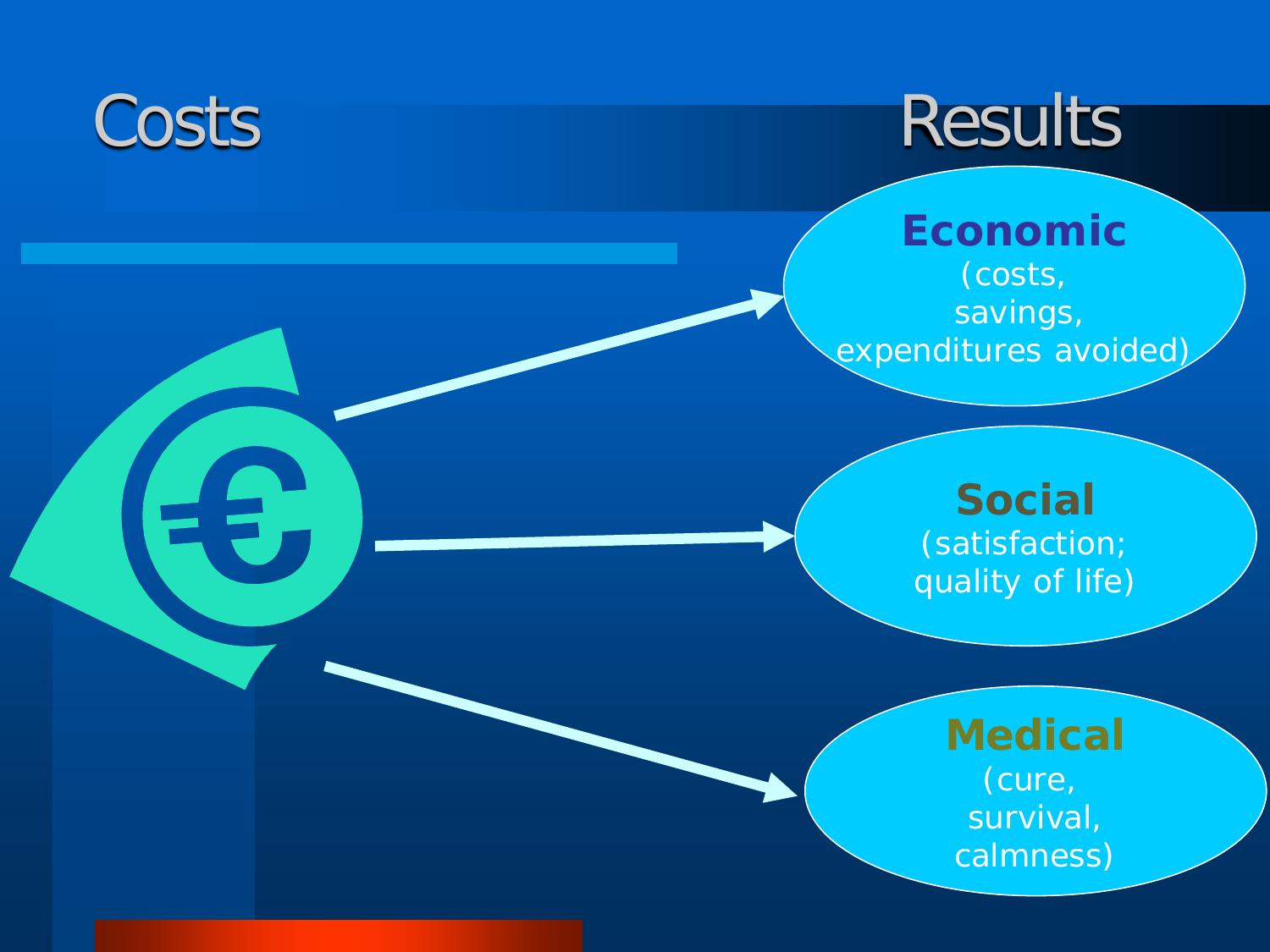# Costs

# Results

**Economic**
(costs,
savings,
expenditures avoided)

**Social**
(satisfaction;
quality of life)

**Medical**
(cure,
survival,
calmness)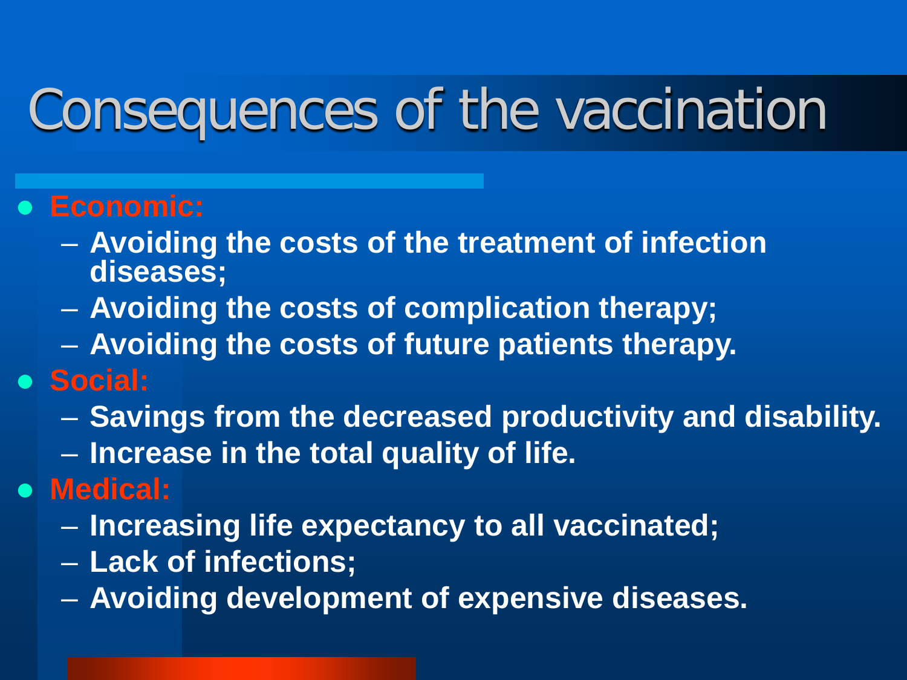# Consequences of the vaccination

- **Economic:**
  - **Avoiding the costs of the treatment of infection diseases;**
  - **Avoiding the costs of complication therapy;**
  - **Avoiding the costs of future patients therapy.**
- **Social:**
  - **Savings from the decreased productivity and disability.**
  - **Increase in the total quality of life.**
- **Medical:**
  - **Increasing life expectancy to all vaccinated;**
  - **Lack of infections;**
  - **Avoiding development of expensive diseases.**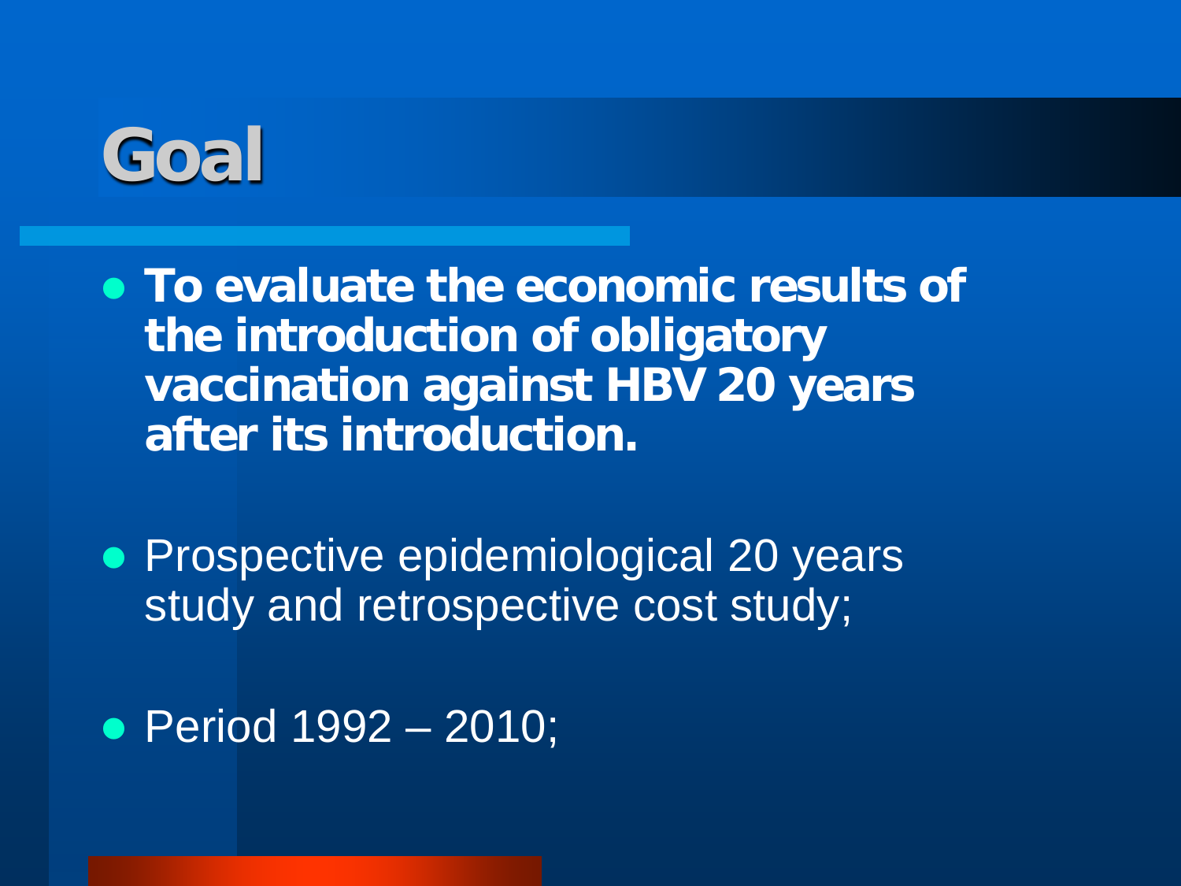# Goal

- **To evaluate the economic results of the introduction of obligatory vaccination against HBV 20 years after its introduction.**

- Prospective epidemiological 20 years study and retrospective cost study;

- Period 1992 – 2010;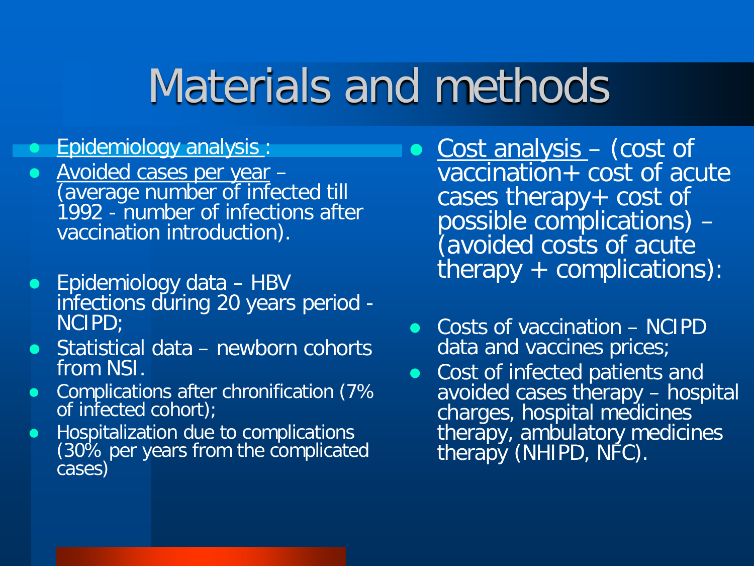# Materials and methods

- Epidemiology analysis :
- Avoided cases per year – (average number of infected till 1992 - number of infections after vaccination introduction).
- Epidemiology data – HBV infections during 20 years period - NCIPD;
- Statistical data – newborn cohorts from NSI.
- Complications after chronification (7% of infected cohort);
- Hospitalization due to complications (30% per years from the complicated cases)

- Cost analysis – (cost of vaccination+ cost of acute cases therapy+ cost of possible complications) – (avoided costs of acute therapy + complications):
- Costs of vaccination – NCIPD data and vaccines prices;
- Cost of infected patients and avoided cases therapy – hospital charges, hospital medicines therapy, ambulatory medicines therapy (NHIPD, NFC).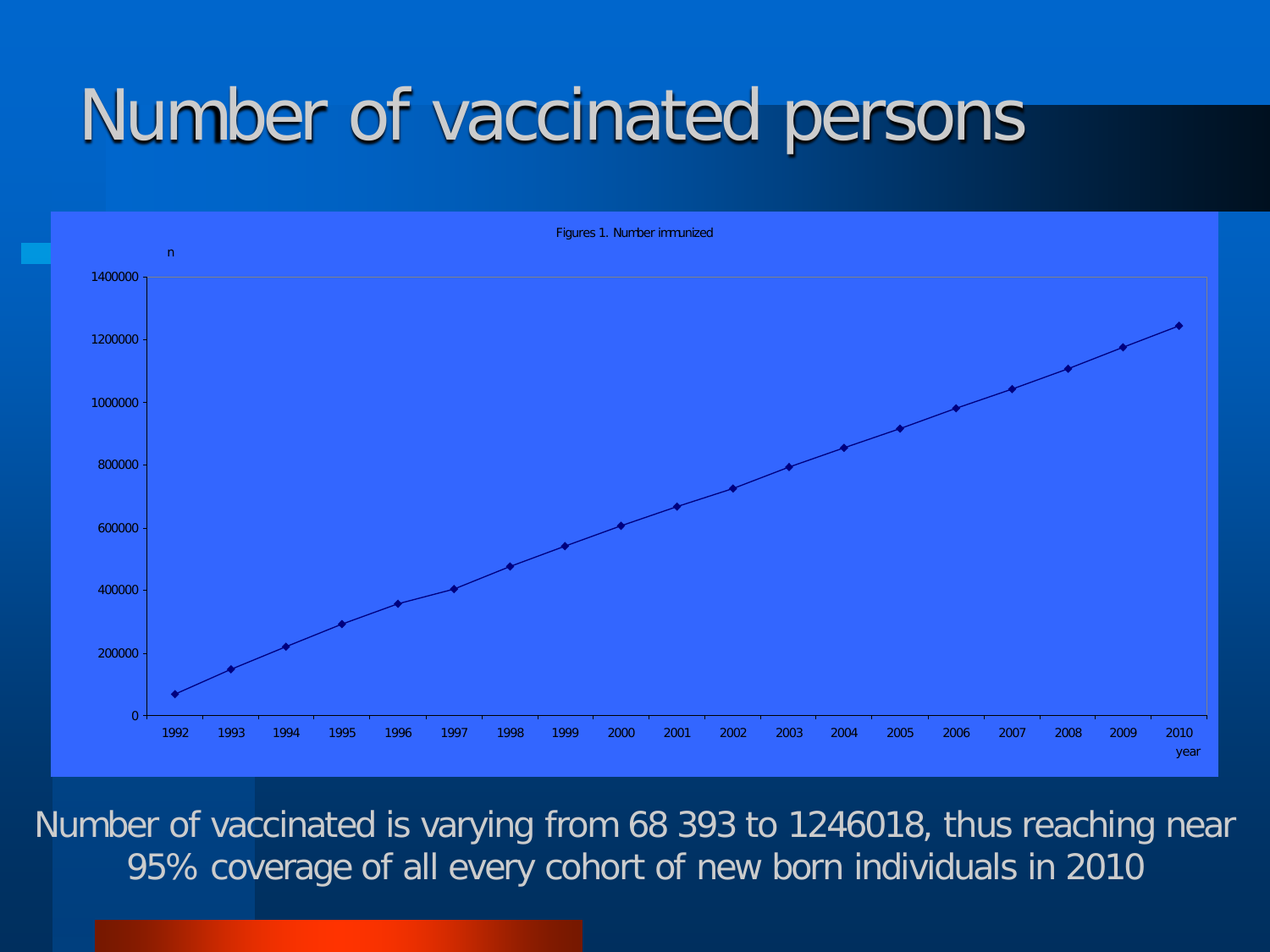# Number of vaccinated persons

Figures 1. Number immunized

n

1400000
1200000
1000000
800000
600000
400000
200000
0

1992 1993 1994 1995 1996 1997 1998 1999 2000 2001 2002 2003 2004 2005 2006 2007 2008 2009 2010

year

Number of vaccinated is varying from 68 393 to 1246018, thus reaching near 95% coverage of all every cohort of new born individuals in 2010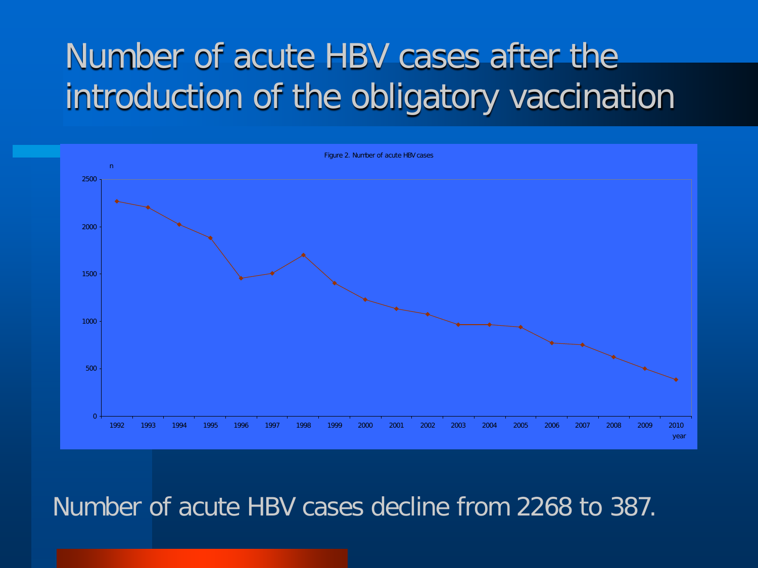# Number of acute HBV cases after the introduction of the obligatory vaccination

Figure 2. Number of acute HBV cases

Number of acute HBV cases decline from 2268 to 387.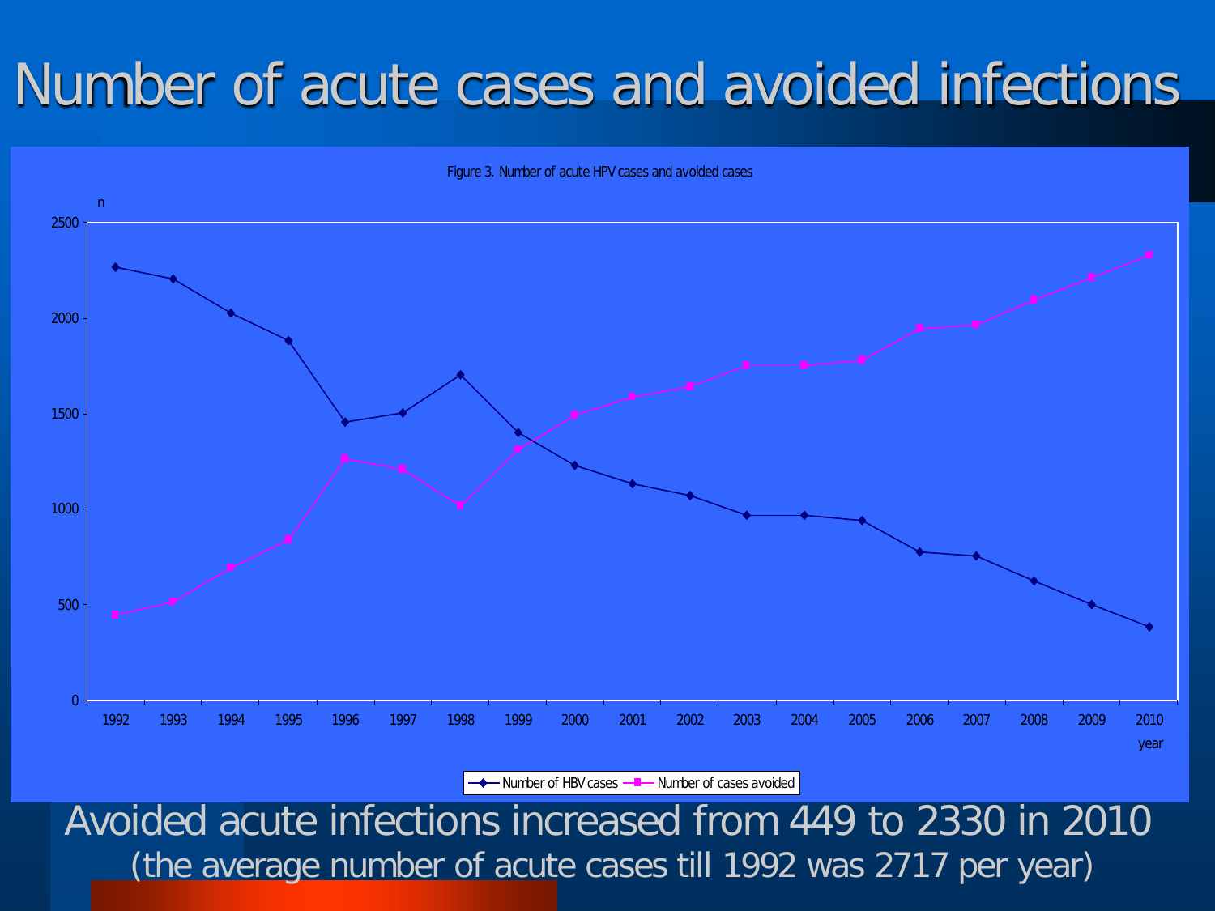# Number of acute cases and avoided infections

Figure 3. Number of acute HPV cases and avoided cases

Avoided acute infections increased from 449 to 2330 in 2010

(the average number of acute cases till 1992 was 2717 per year)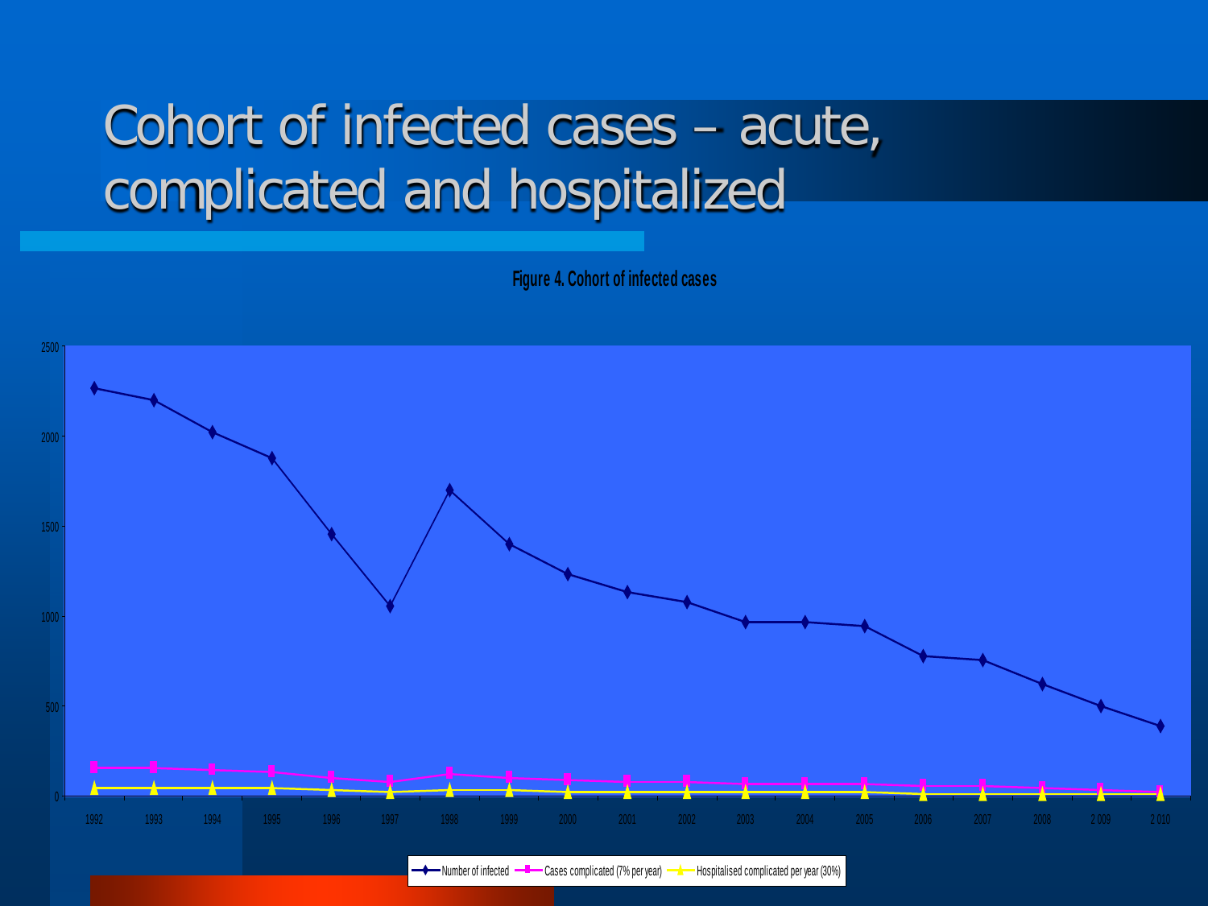# Cohort of infected cases – acute, complicated and hospitalized

**Figure 4. Cohort of infected cases**

2500
2000
1500
1000
500
0

1992 1993 1994 1995 1996 1997 1998 1999 2000 2001 2002 2003 2004 2005 2006 2007 2008 2 009 2 010

Number of infected — Cases complicated (7% per year) — Hospitalised complicated per year (30%)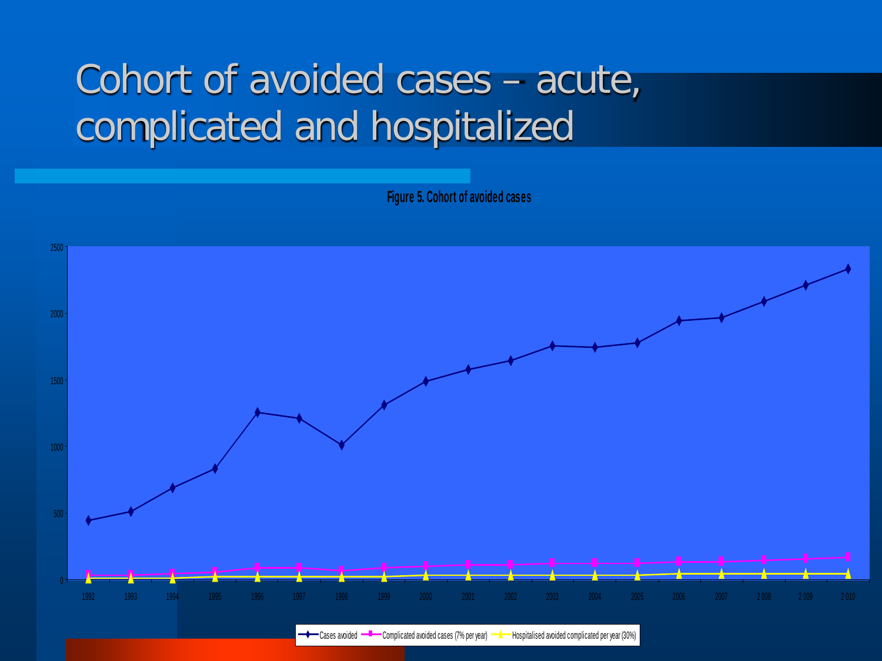# Cohort of avoided cases – acute, complicated and hospitalized

**Figure 5. Cohort of avoided cases**

2500

2000

1500

1000

500

0

1992 1993 1994 1995 1996 1997 1998 1999 2000 2001 2002 2003 2004 2005 2006 2007 2 008 2 009 2 010

Cases avoided — Complicated avoided cases (7% per year) — Hospitalised avoided complicated per year (30%)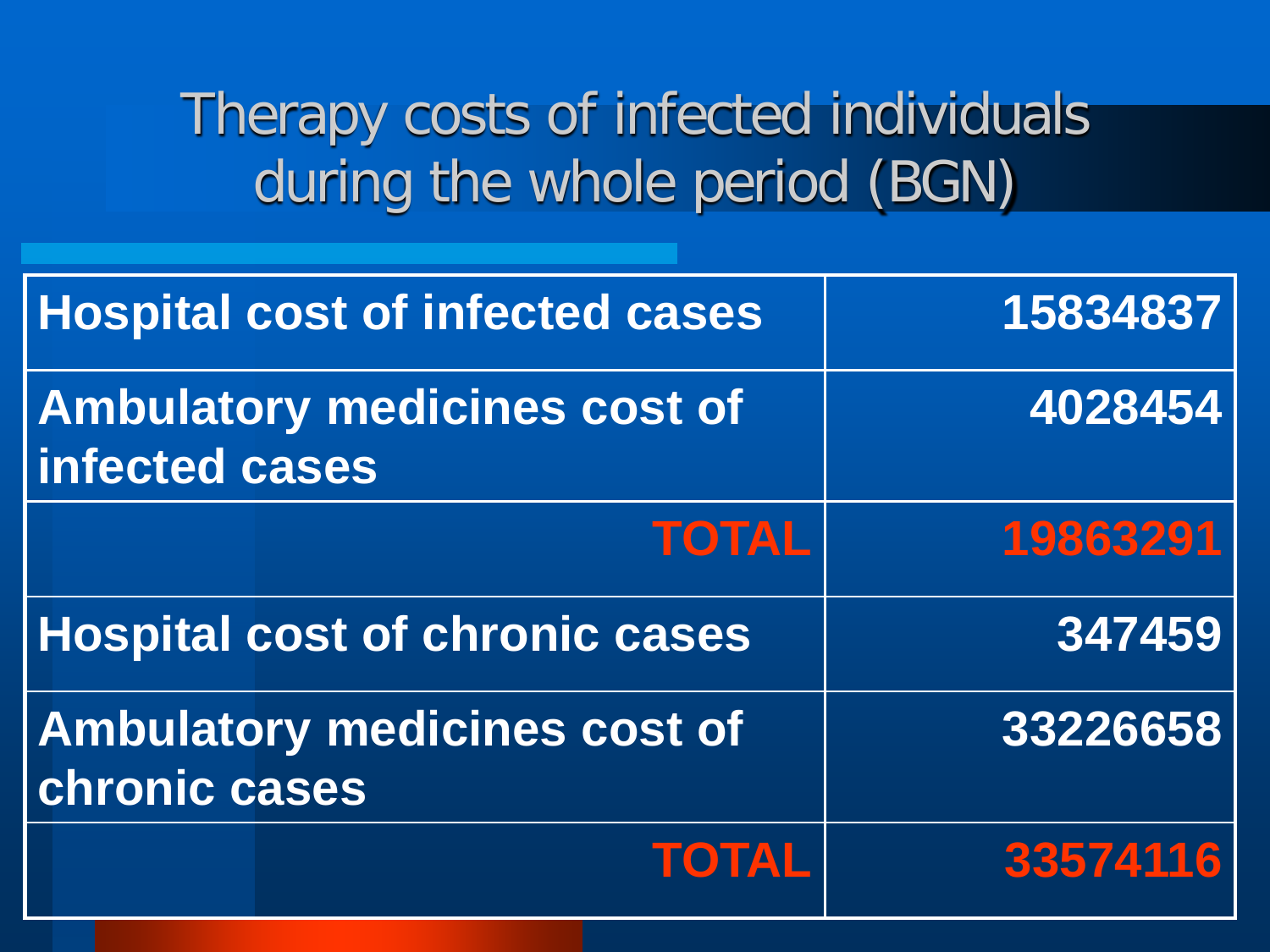# Therapy costs of infected individuals during the whole period (BGN)

| | |
|---|---|
| Hospital cost of infected cases | 15834837 |
| Ambulatory medicines cost of infected cases | 4028454 |
| **TOTAL** | **19863291** |
| Hospital cost of chronic cases | 347459 |
| Ambulatory medicines cost of chronic cases | 33226658 |
| **TOTAL** | **33574116** |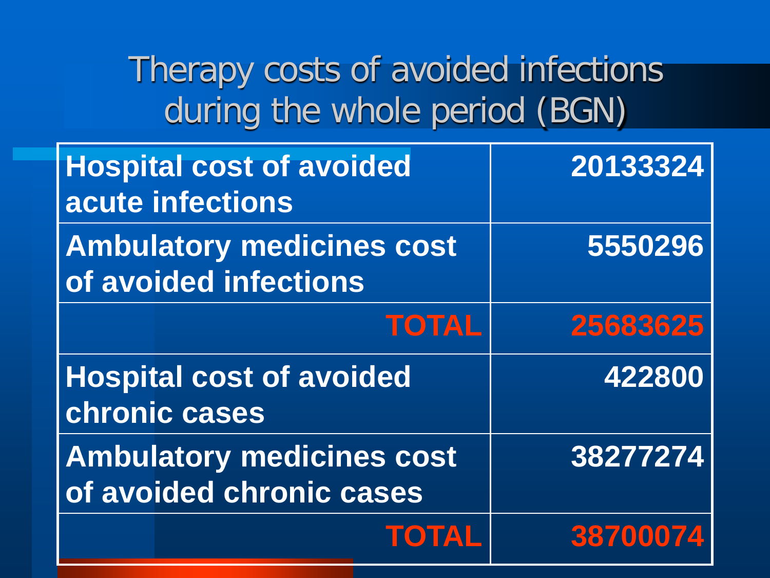# Therapy costs of avoided infections during the whole period (BGN)

| | |
|---|---|
| Hospital cost of avoided acute infections | 20133324 |
| Ambulatory medicines cost of avoided infections | 5550296 |
| TOTAL | 25683625 |
| Hospital cost of avoided chronic cases | 422800 |
| Ambulatory medicines cost of avoided chronic cases | 38277274 |
| TOTAL | 38700074 |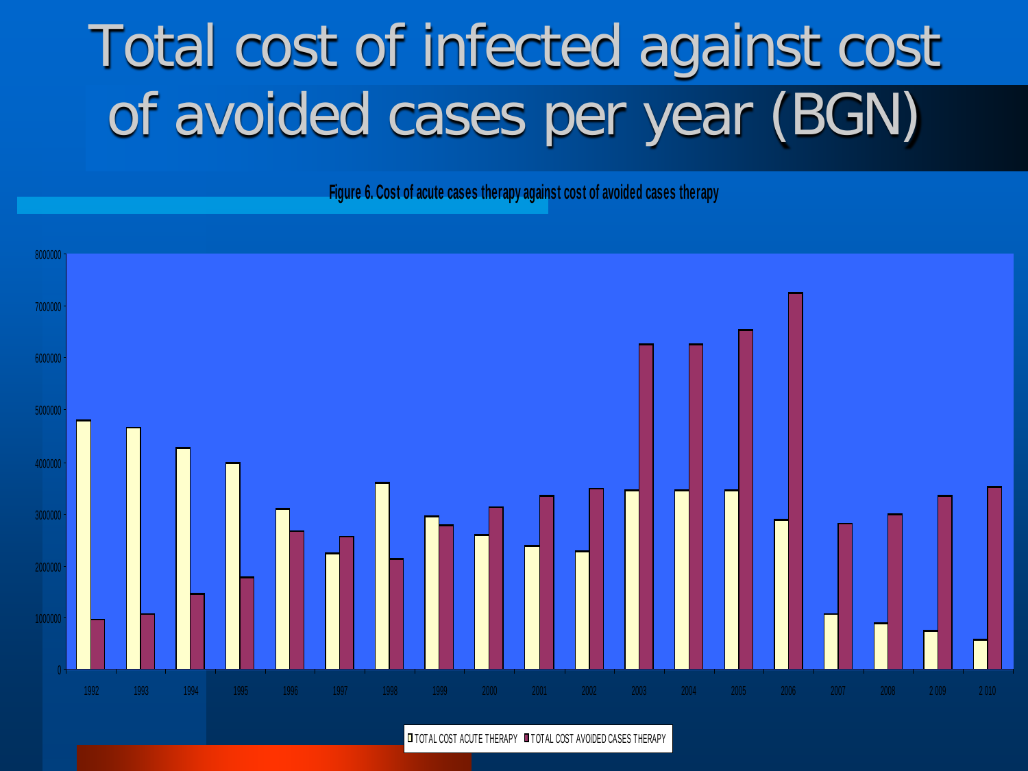# Total cost of infected against cost of avoided cases per year (BGN)

**Figure 6. Cost of acute cases therapy against cost of avoided cases therapy**

8000000
7000000
6000000
5000000
4000000
3000000
2000000
1000000
0

1992 1993 1994 1995 1996 1997 1998 1999 2000 2001 2002 2003 2004 2005 2006 2007 2008 2 009 2 010

TOTAL COST ACUTE THERAPY | TOTAL COST AVOIDED CASES THERAPY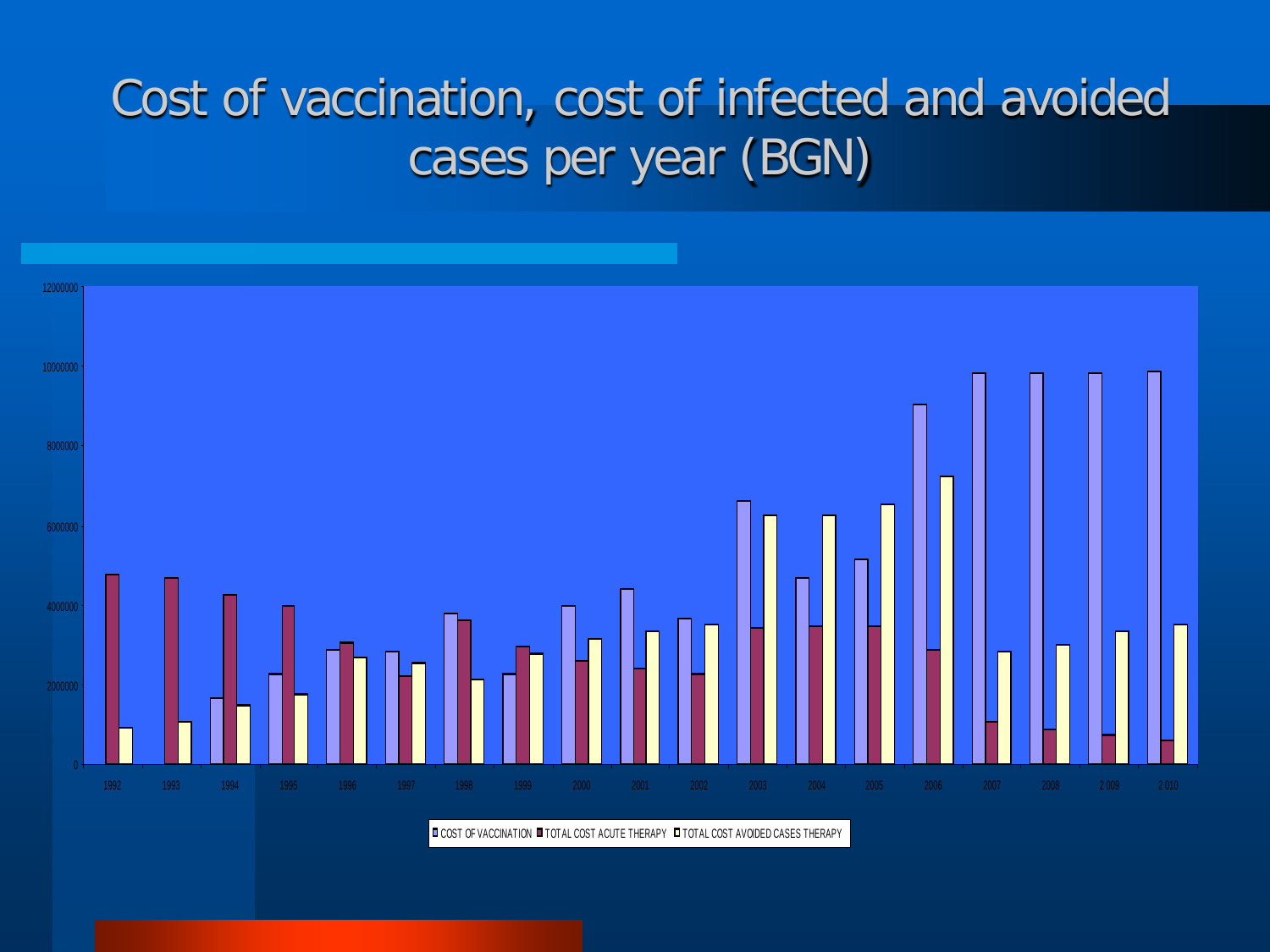# Cost of vaccination, cost of infected and avoided cases per year (BGN)

12000000

10000000

8000000

6000000

4000000

2000000

0

1992 1993 1994 1995 1996 1997 1998 1999 2000 2001 2002 2003 2004 2005 2006 2007 2008 2 009 2 010

COST OF VACCINATION | TOTAL COST ACUTE THERAPY | TOTAL COST AVOIDED CASES THERAPY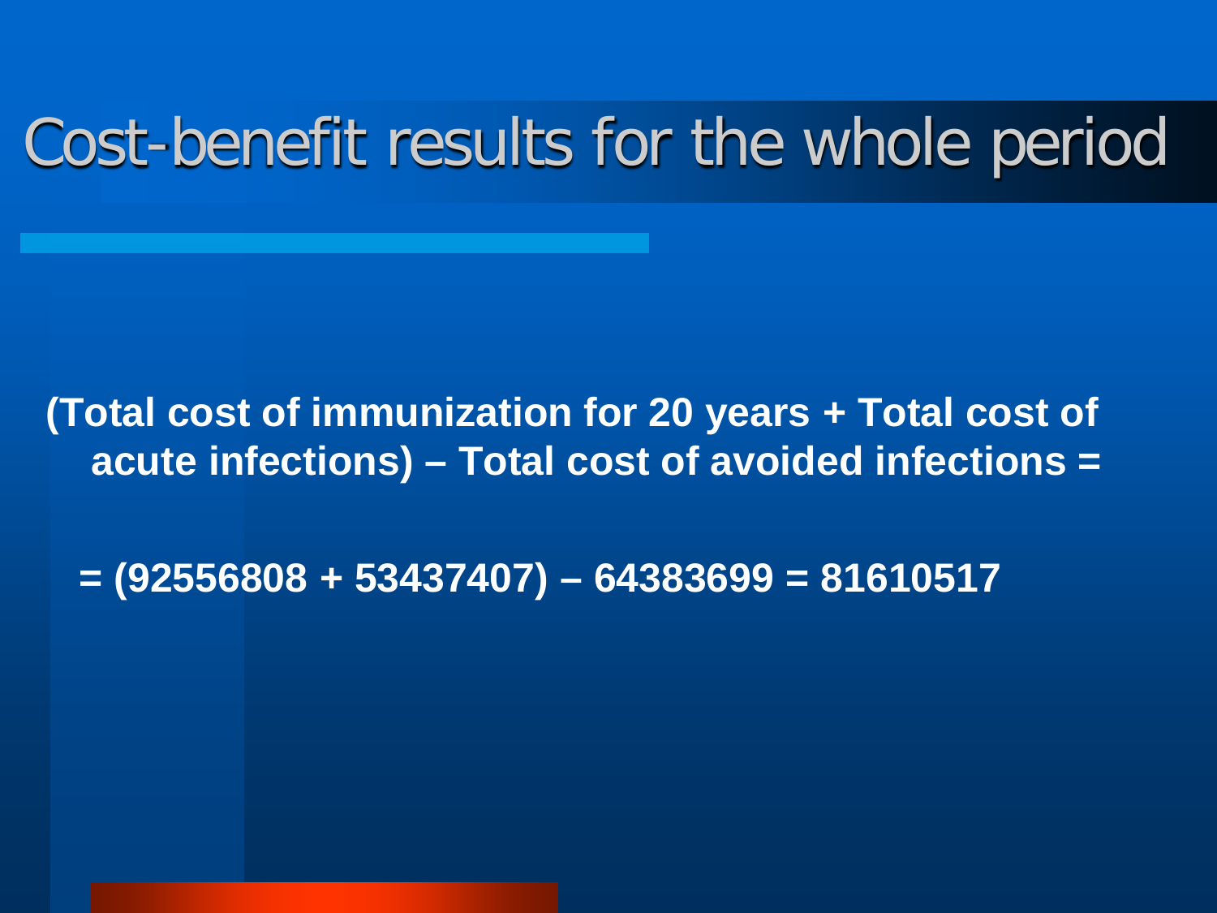# Cost-benefit results for the whole period

**(Total cost of immunization for 20 years + Total cost of acute infections) – Total cost of avoided infections =**

**= (92556808 + 53437407) – 64383699 = 81610517**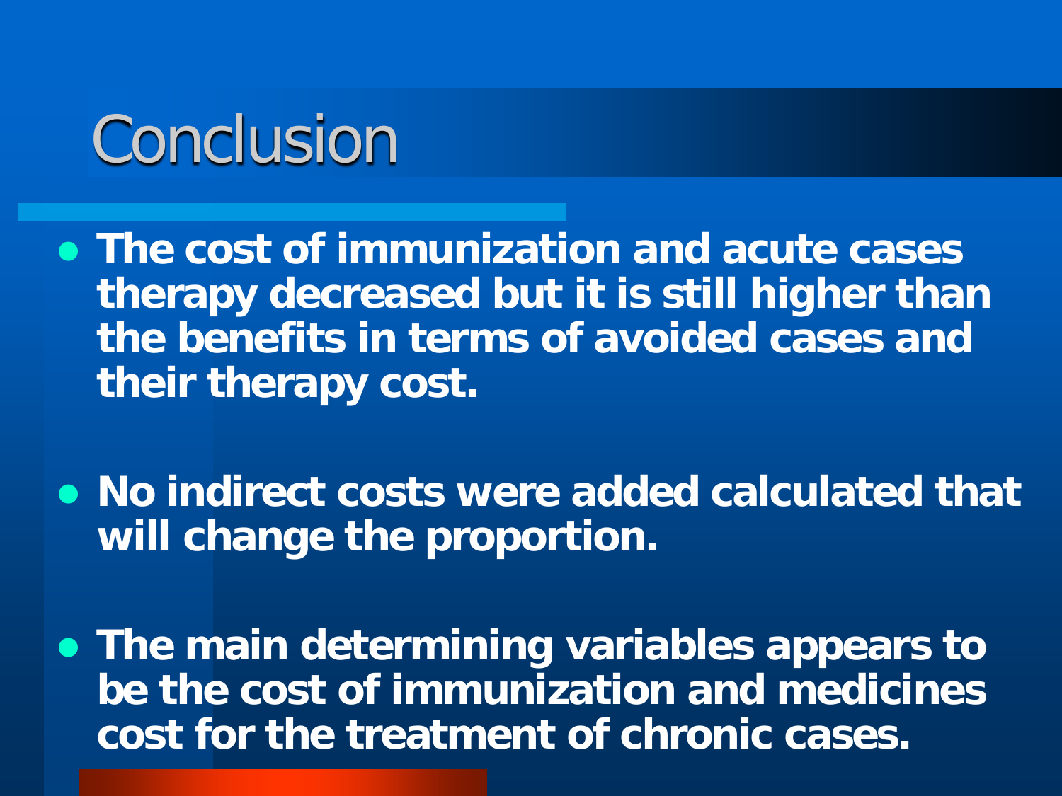# Conclusion

- **The cost of immunization and acute cases therapy decreased but it is still higher than the benefits in terms of avoided cases and their therapy cost.**

- **No indirect costs were added calculated that will change the proportion.**

- **The main determining variables appears to be the cost of immunization and medicines cost for the treatment of chronic cases.**